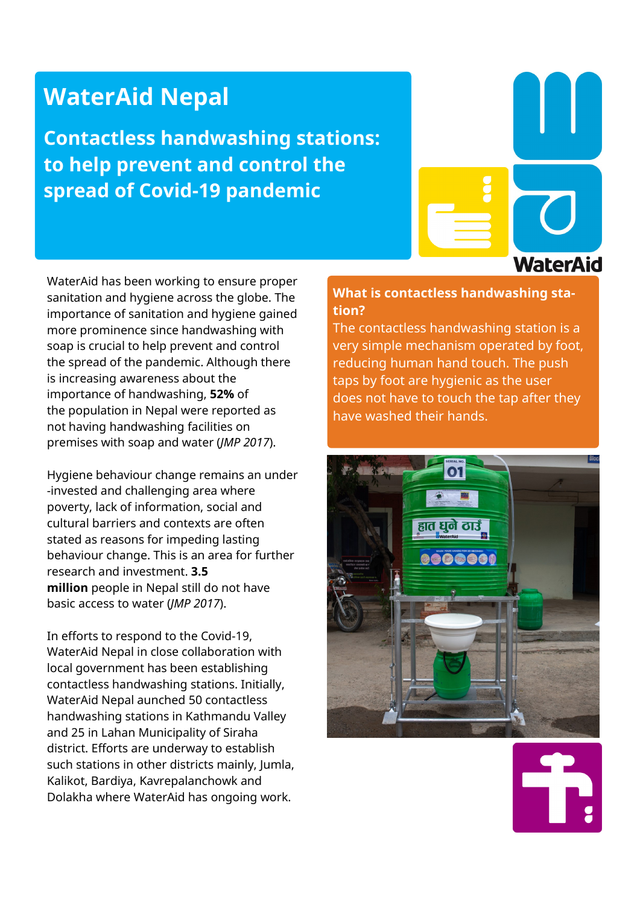# WaterAid Nepal

## Contactless handwashing stations: to help prevent and control the spread of Covid-19 pandemic

WaterAid has been working to ensure proper sanitation and hygiene across the globe. The importance of sanitation and hygiene gained more prominence since handwashing with soap is crucial to help prevent and control the spread of the pandemic. Although there is increasing awareness about the importance of handwashing, **52%** of the population in Nepal were reported as not having handwashing facilities on premises with soap and water (*JMP 2017*).

Hygiene behaviour change remains an under-invested and challenging area where poverty, lack of information, social and cultural barriers and contexts are often stated as reasons for impeding lasting behaviour change. This is an area for further research and investment. **3.5 million** people in Nepal still do not have basic access to water (*JMP 2017*).

In efforts to respond to the Covid-19, WaterAid Nepal in close collaboration with local government has been establishing contactless handwashing stations. Initially, WaterAid Nepal aunched 50 contactless handwashing stations in Kathmandu Valley and 25 in Lahan Municipality of Siraha district. Efforts are underway to establish such stations in other districts mainly, Jumla, Kalikot, Bardiya, Kavrepalanchowk and Dolakha where WaterAid has ongoing work.

### What is contactless handwashing station?

The contactless handwashing station is a very simple mechanism operated by foot, reducing human hand touch. The push taps by foot are hygienic as the user does not have to touch the tap after they have washed their hands.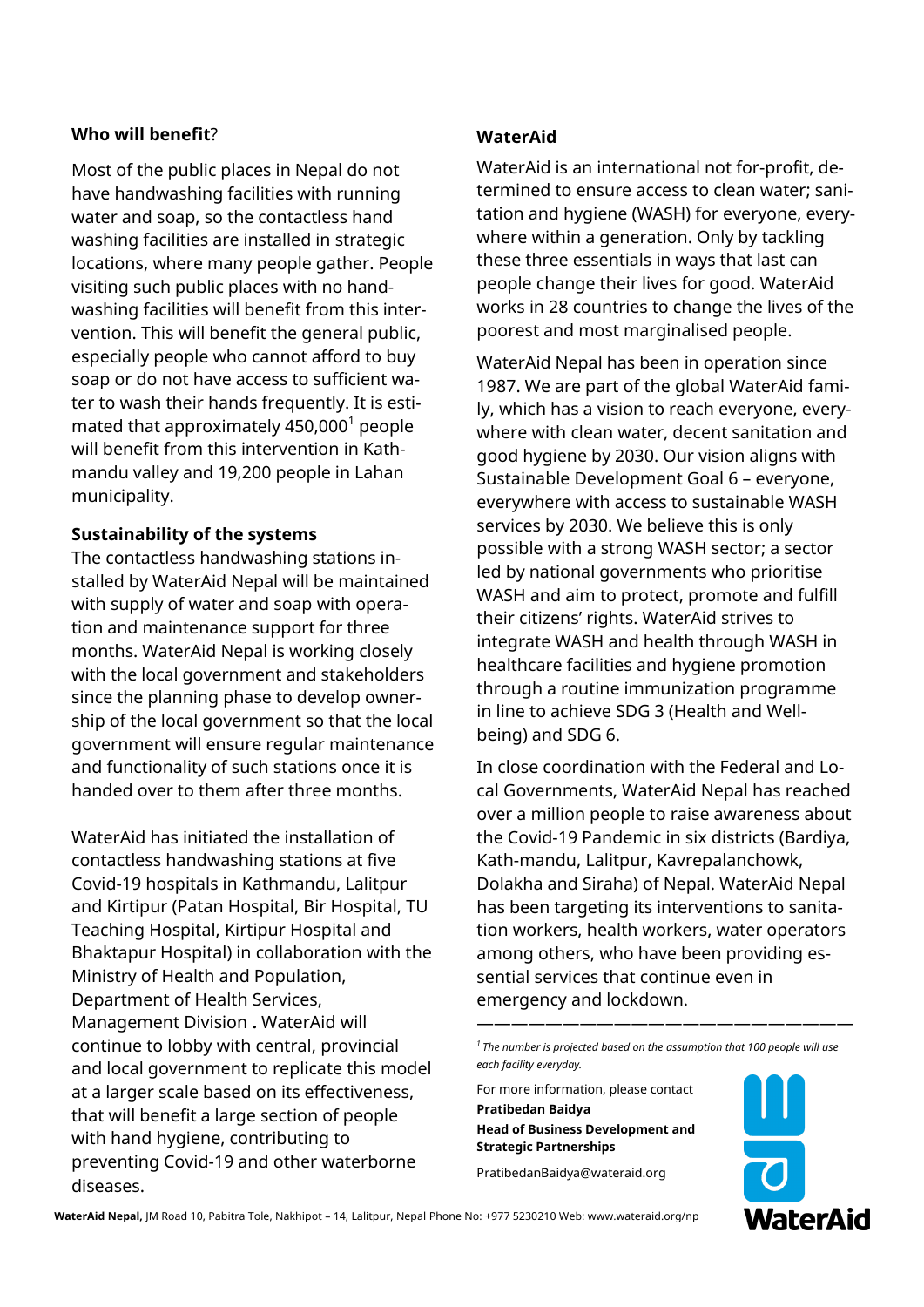**Who will benefit**?

Most of the public places in Nepal do not have handwashing facilities with running water and soap, so the contactless hand washing facilities are installed in strategic locations, where many people gather. People visiting such public places with no handwashing facilities will benefit from this intervention. This will benefit the general public, especially people who cannot afford to buy soap or do not have access to sufficient water to wash their hands frequently. It is estimated that approximately 450,000[1] people will benefit from this intervention in Kathmandu valley and 19,200 people in Lahan municipality.

**Sustainability of the systems**

The contactless handwashing stations installed by WaterAid Nepal will be maintained with supply of water and soap with operation and maintenance support for three months. WaterAid Nepal is working closely with the local government and stakeholders since the planning phase to develop ownership of the local government so that the local government will ensure regular maintenance and functionality of such stations once it is handed over to them after three months.

WaterAid has initiated the installation of contactless handwashing stations at five Covid-19 hospitals in Kathmandu, Lalitpur and Kirtipur (Patan Hospital, Bir Hospital, TU Teaching Hospital, Kirtipur Hospital and Bhaktapur Hospital) in collaboration with the Ministry of Health and Population, Department of Health Services, Management Division . WaterAid will continue to lobby with central, provincial and local government to replicate this model at a larger scale based on its effectiveness, that will benefit a large section of people with hand hygiene, contributing to preventing Covid-19 and other waterborne diseases.

**WaterAid**

WaterAid is an international not for-profit, determined to ensure access to clean water; sanitation and hygiene (WASH) for everyone, everywhere within a generation. Only by tackling these three essentials in ways that last can people change their lives for good. WaterAid works in 28 countries to change the lives of the poorest and most marginalised people.

WaterAid Nepal has been in operation since 1987. We are part of the global WaterAid family, which has a vision to reach everyone, everywhere with clean water, decent sanitation and good hygiene by 2030. Our vision aligns with Sustainable Development Goal 6 – everyone, everywhere with access to sustainable WASH services by 2030. We believe this is only possible with a strong WASH sector; a sector led by national governments who prioritise WASH and aim to protect, promote and fulfill their citizens' rights. WaterAid strives to integrate WASH and health through WASH in healthcare facilities and hygiene promotion through a routine immunization programme in line to achieve SDG 3 (Health and Well-being) and SDG 6.

In close coordination with the Federal and Local Governments, WaterAid Nepal has reached over a million people to raise awareness about the Covid-19 Pandemic in six districts (Bardiya, Kath-mandu, Lalitpur, Kavrepalanchowk, Dolakha and Siraha) of Nepal. WaterAid Nepal has been targeting its interventions to sanitation workers, health workers, water operators among others, who have been providing essential services that continue even in emergency and lockdown.

---

*[1] The number is projected based on the assumption that 100 people will use each facility everyday.*

For more information, please contact
**Pratibedan Baidya**
**Head of Business Development and Strategic Partnerships**
PratibedanBaidya@wateraid.org

**WaterAid Nepal**, JM Road 10, Pabitra Tole, Nakhipot – 14, Lalitpur, Nepal Phone No: +977 5230210 Web: www.wateraid.org/np

WaterAid